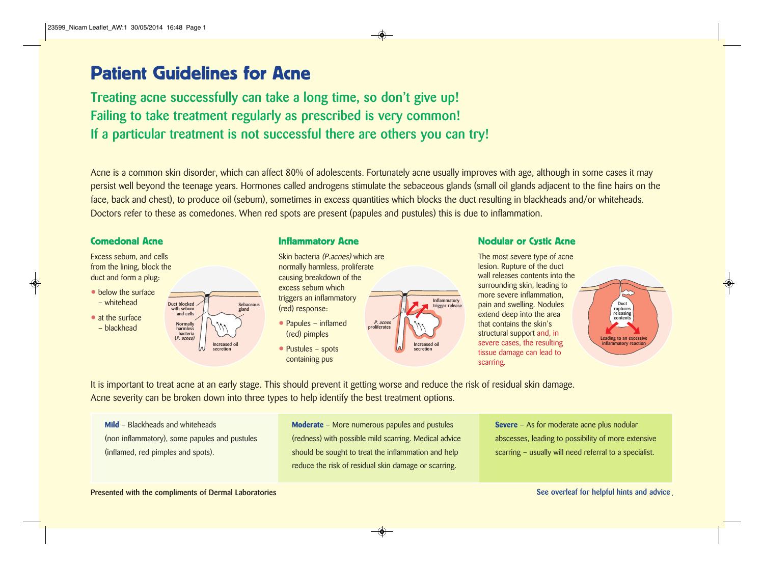# Patient Guidelines for Acne

## Treating acne successfully can take a long time, so don't give up!
## Failing to take treatment regularly as prescribed is very common!
## If a particular treatment is not successful there are others you can try!

Acne is a common skin disorder, which can affect 80% of adolescents. Fortunately acne usually improves with age, although in some cases it may persist well beyond the teenage years. Hormones called androgens stimulate the sebaceous glands (small oil glands adjacent to the fine hairs on the face, back and chest), to produce oil (sebum), sometimes in excess quantities which blocks the duct resulting in blackheads and/or whiteheads. Doctors refer to these as comedones. When red spots are present (papules and pustules) this is due to inflammation.

### Comedonal Acne

Excess sebum, and cells from the lining, block the duct and form a plug:

- below the surface – whitehead
- at the surface – blackhead

Duct blocked with sebum and cells
Sebaceous gland
Normally harmless bacteria (*P. acnes*)
Increased oil secretion

### Inflammatory Acne

Skin bacteria *(P.acnes)* which are normally harmless, proliferate causing breakdown of the excess sebum which triggers an inflammatory (red) response:

- Papules – inflamed (red) pimples
- Pustules – spots containing pus

*P. acnes* proliferates
Inflammatory trigger release
Increased oil secretion

### Nodular or Cystic Acne

The most severe type of acne lesion. Rupture of the duct wall releases contents into the surrounding skin, leading to more severe inflammation, pain and swelling. Nodules extend deep into the area that contains the skin's structural support and, in severe cases, the resulting tissue damage can lead to scarring.

Duct ruptures releasing contents
Leading to an excessive inflammatory reaction

It is important to treat acne at an early stage. This should prevent it getting worse and reduce the risk of residual skin damage. Acne severity can be broken down into three types to help identify the best treatment options.

**Mild** – Blackheads and whiteheads (non inflammatory), some papules and pustules (inflamed, red pimples and spots).

**Moderate** – More numerous papules and pustules (redness) with possible mild scarring. Medical advice should be sought to treat the inflammation and help reduce the risk of residual skin damage or scarring.

**Severe** – As for moderate acne plus nodular abscesses, leading to possibility of more extensive scarring – usually will need referral to a specialist.

Presented with the compliments of Dermal Laboratories

See overleaf for helpful hints and advice.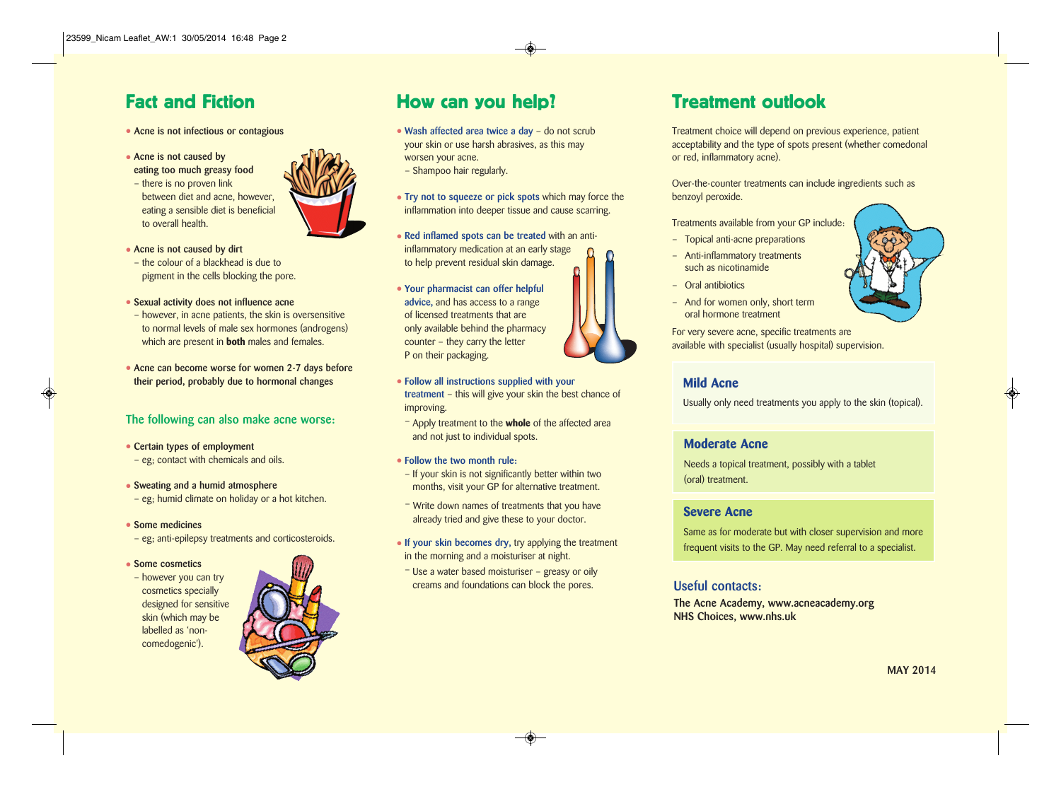## Fact and Fiction

- **Acne is not infectious or contagious**
- **Acne is not caused by eating too much greasy food**
  – there is no proven link between diet and acne, however, eating a sensible diet is beneficial to overall health.
- **Acne is not caused by dirt**
  – the colour of a blackhead is due to pigment in the cells blocking the pore.
- **Sexual activity does not influence acne**
  – however, in acne patients, the skin is oversensitive to normal levels of male sex hormones (androgens) which are present in **both** males and females.
- **Acne can become worse for women 2-7 days before their period, probably due to hormonal changes**

### The following can also make acne worse:

- **Certain types of employment**
  – eg; contact with chemicals and oils.
- **Sweating and a humid atmosphere**
  – eg; humid climate on holiday or a hot kitchen.
- **Some medicines**
  – eg; anti-epilepsy treatments and corticosteroids.
- **Some cosmetics**
  – however you can try cosmetics specially designed for sensitive skin (which may be labelled as 'non-comedogenic').

## How can you help?

- **Wash affected area twice a day** – do not scrub your skin or use harsh abrasives, as this may worsen your acne.
  – Shampoo hair regularly.
- **Try not to squeeze or pick spots** which may force the inflammation into deeper tissue and cause scarring.
- **Red inflamed spots can be treated** with an anti-inflammatory medication at an early stage to help prevent residual skin damage.
- **Your pharmacist can offer helpful advice**, and has access to a range of licensed treatments that are only available behind the pharmacy counter – they carry the letter P on their packaging.
- **Follow all instructions supplied with your treatment** – this will give your skin the best chance of improving.
  – Apply treatment to the **whole** of the affected area and not just to individual spots.
- **Follow the two month rule:**
  – If your skin is not significantly better within two months, visit your GP for alternative treatment.
  – Write down names of treatments that you have already tried and give these to your doctor.
- **If your skin becomes dry**, try applying the treatment in the morning and a moisturiser at night.
  – Use a water based moisturiser – greasy or oily creams and foundations can block the pores.

## Treatment outlook

Treatment choice will depend on previous experience, patient acceptability and the type of spots present (whether comedonal or red, inflammatory acne).

Over-the-counter treatments can include ingredients such as benzoyl peroxide.

Treatments available from your GP include:

- Topical anti-acne preparations
- Anti-inflammatory treatments such as nicotinamide
- Oral antibiotics
- And for women only, short term oral hormone treatment

For very severe acne, specific treatments are available with specialist (usually hospital) supervision.

### Mild Acne

Usually only need treatments you apply to the skin (topical).

### Moderate Acne

Needs a topical treatment, possibly with a tablet (oral) treatment.

### Severe Acne

Same as for moderate but with closer supervision and more frequent visits to the GP. May need referral to a specialist.

### Useful contacts:

**The Acne Academy, www.acneacademy.org**
**NHS Choices, www.nhs.uk**

**MAY 2014**